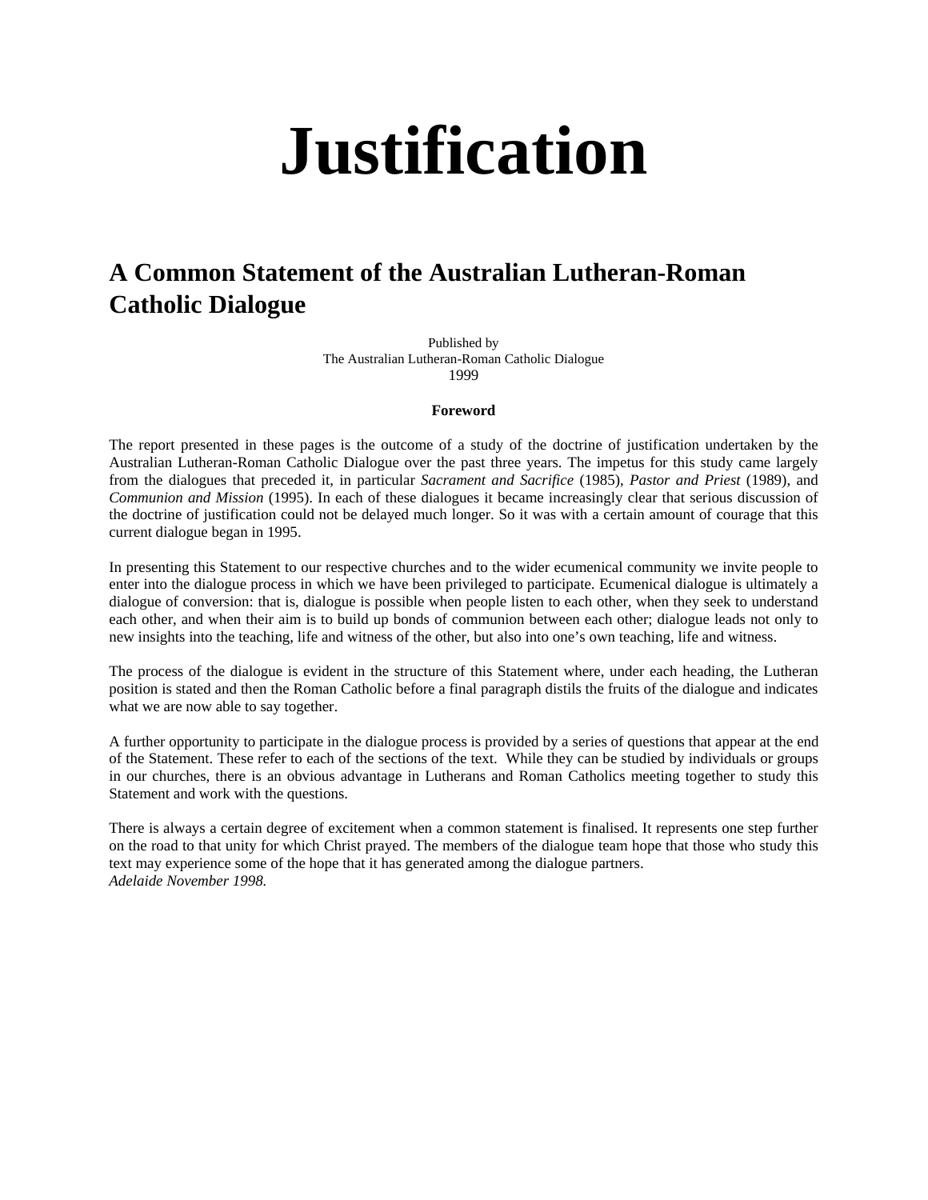# Justification

## A Common Statement of the Australian Lutheran-Roman Catholic Dialogue

Published by
The Australian Lutheran-Roman Catholic Dialogue
1999

**Foreword**

The report presented in these pages is the outcome of a study of the doctrine of justification undertaken by the Australian Lutheran-Roman Catholic Dialogue over the past three years. The impetus for this study came largely from the dialogues that preceded it, in particular *Sacrament and Sacrifice* (1985), *Pastor and Priest* (1989), and *Communion and Mission* (1995). In each of these dialogues it became increasingly clear that serious discussion of the doctrine of justification could not be delayed much longer. So it was with a certain amount of courage that this current dialogue began in 1995.

In presenting this Statement to our respective churches and to the wider ecumenical community we invite people to enter into the dialogue process in which we have been privileged to participate. Ecumenical dialogue is ultimately a dialogue of conversion: that is, dialogue is possible when people listen to each other, when they seek to understand each other, and when their aim is to build up bonds of communion between each other; dialogue leads not only to new insights into the teaching, life and witness of the other, but also into one's own teaching, life and witness.

The process of the dialogue is evident in the structure of this Statement where, under each heading, the Lutheran position is stated and then the Roman Catholic before a final paragraph distils the fruits of the dialogue and indicates what we are now able to say together.

A further opportunity to participate in the dialogue process is provided by a series of questions that appear at the end of the Statement. These refer to each of the sections of the text. While they can be studied by individuals or groups in our churches, there is an obvious advantage in Lutherans and Roman Catholics meeting together to study this Statement and work with the questions.

There is always a certain degree of excitement when a common statement is finalised. It represents one step further on the road to that unity for which Christ prayed. The members of the dialogue team hope that those who study this text may experience some of the hope that it has generated among the dialogue partners.
*Adelaide November 1998.*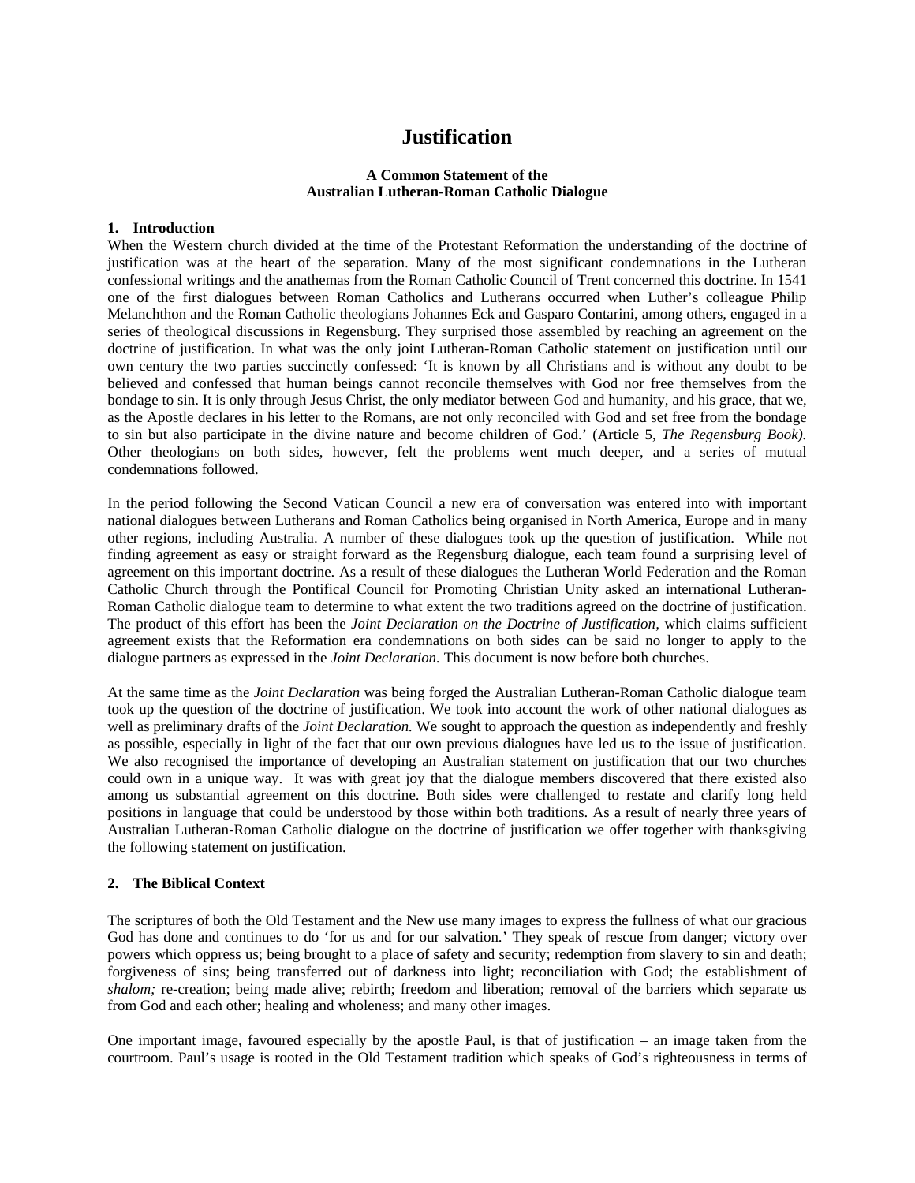# Justification

**A Common Statement of the**
**Australian Lutheran-Roman Catholic Dialogue**

## 1. Introduction

When the Western church divided at the time of the Protestant Reformation the understanding of the doctrine of justification was at the heart of the separation. Many of the most significant condemnations in the Lutheran confessional writings and the anathemas from the Roman Catholic Council of Trent concerned this doctrine. In 1541 one of the first dialogues between Roman Catholics and Lutherans occurred when Luther's colleague Philip Melanchthon and the Roman Catholic theologians Johannes Eck and Gasparo Contarini, among others, engaged in a series of theological discussions in Regensburg. They surprised those assembled by reaching an agreement on the doctrine of justification. In what was the only joint Lutheran-Roman Catholic statement on justification until our own century the two parties succinctly confessed: 'It is known by all Christians and is without any doubt to be believed and confessed that human beings cannot reconcile themselves with God nor free themselves from the bondage to sin. It is only through Jesus Christ, the only mediator between God and humanity, and his grace, that we, as the Apostle declares in his letter to the Romans, are not only reconciled with God and set free from the bondage to sin but also participate in the divine nature and become children of God.' (Article 5, *The Regensburg Book).* Other theologians on both sides, however, felt the problems went much deeper, and a series of mutual condemnations followed.

In the period following the Second Vatican Council a new era of conversation was entered into with important national dialogues between Lutherans and Roman Catholics being organised in North America, Europe and in many other regions, including Australia. A number of these dialogues took up the question of justification. While not finding agreement as easy or straight forward as the Regensburg dialogue, each team found a surprising level of agreement on this important doctrine. As a result of these dialogues the Lutheran World Federation and the Roman Catholic Church through the Pontifical Council for Promoting Christian Unity asked an international Lutheran-Roman Catholic dialogue team to determine to what extent the two traditions agreed on the doctrine of justification. The product of this effort has been the *Joint Declaration on the Doctrine of Justification,* which claims sufficient agreement exists that the Reformation era condemnations on both sides can be said no longer to apply to the dialogue partners as expressed in the *Joint Declaration.* This document is now before both churches.

At the same time as the *Joint Declaration* was being forged the Australian Lutheran-Roman Catholic dialogue team took up the question of the doctrine of justification. We took into account the work of other national dialogues as well as preliminary drafts of the *Joint Declaration.* We sought to approach the question as independently and freshly as possible, especially in light of the fact that our own previous dialogues have led us to the issue of justification. We also recognised the importance of developing an Australian statement on justification that our two churches could own in a unique way. It was with great joy that the dialogue members discovered that there existed also among us substantial agreement on this doctrine. Both sides were challenged to restate and clarify long held positions in language that could be understood by those within both traditions. As a result of nearly three years of Australian Lutheran-Roman Catholic dialogue on the doctrine of justification we offer together with thanksgiving the following statement on justification.

## 2. The Biblical Context

The scriptures of both the Old Testament and the New use many images to express the fullness of what our gracious God has done and continues to do 'for us and for our salvation.' They speak of rescue from danger; victory over powers which oppress us; being brought to a place of safety and security; redemption from slavery to sin and death; forgiveness of sins; being transferred out of darkness into light; reconciliation with God; the establishment of *shalom;* re-creation; being made alive; rebirth; freedom and liberation; removal of the barriers which separate us from God and each other; healing and wholeness; and many other images.

One important image, favoured especially by the apostle Paul, is that of justification – an image taken from the courtroom. Paul's usage is rooted in the Old Testament tradition which speaks of God's righteousness in terms of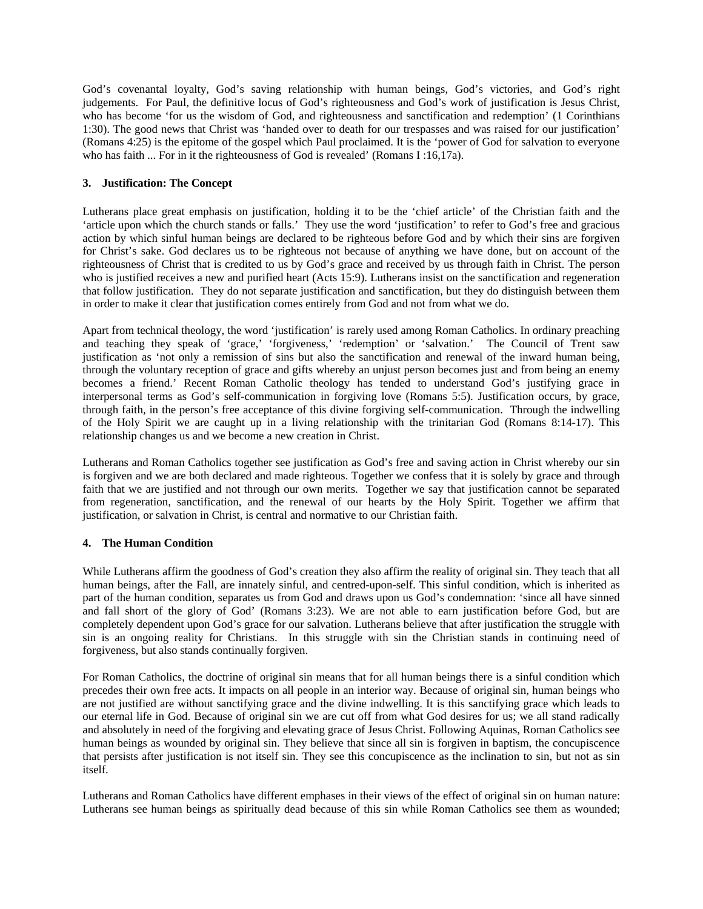God's covenantal loyalty, God's saving relationship with human beings, God's victories, and God's right judgements. For Paul, the definitive locus of God's righteousness and God's work of justification is Jesus Christ, who has become 'for us the wisdom of God, and righteousness and sanctification and redemption' (1 Corinthians 1:30). The good news that Christ was 'handed over to death for our trespasses and was raised for our justification' (Romans 4:25) is the epitome of the gospel which Paul proclaimed. It is the 'power of God for salvation to everyone who has faith ... For in it the righteousness of God is revealed' (Romans I :16,17a).

### 3. Justification: The Concept

Lutherans place great emphasis on justification, holding it to be the 'chief article' of the Christian faith and the 'article upon which the church stands or falls.' They use the word 'justification' to refer to God's free and gracious action by which sinful human beings are declared to be righteous before God and by which their sins are forgiven for Christ's sake. God declares us to be righteous not because of anything we have done, but on account of the righteousness of Christ that is credited to us by God's grace and received by us through faith in Christ. The person who is justified receives a new and purified heart (Acts 15:9). Lutherans insist on the sanctification and regeneration that follow justification. They do not separate justification and sanctification, but they do distinguish between them in order to make it clear that justification comes entirely from God and not from what we do.

Apart from technical theology, the word 'justification' is rarely used among Roman Catholics. In ordinary preaching and teaching they speak of 'grace,' 'forgiveness,' 'redemption' or 'salvation.' The Council of Trent saw justification as 'not only a remission of sins but also the sanctification and renewal of the inward human being, through the voluntary reception of grace and gifts whereby an unjust person becomes just and from being an enemy becomes a friend.' Recent Roman Catholic theology has tended to understand God's justifying grace in interpersonal terms as God's self-communication in forgiving love (Romans 5:5). Justification occurs, by grace, through faith, in the person's free acceptance of this divine forgiving self-communication. Through the indwelling of the Holy Spirit we are caught up in a living relationship with the trinitarian God (Romans 8:14-17). This relationship changes us and we become a new creation in Christ.

Lutherans and Roman Catholics together see justification as God's free and saving action in Christ whereby our sin is forgiven and we are both declared and made righteous. Together we confess that it is solely by grace and through faith that we are justified and not through our own merits. Together we say that justification cannot be separated from regeneration, sanctification, and the renewal of our hearts by the Holy Spirit. Together we affirm that justification, or salvation in Christ, is central and normative to our Christian faith.

### 4. The Human Condition

While Lutherans affirm the goodness of God's creation they also affirm the reality of original sin. They teach that all human beings, after the Fall, are innately sinful, and centred-upon-self. This sinful condition, which is inherited as part of the human condition, separates us from God and draws upon us God's condemnation: 'since all have sinned and fall short of the glory of God' (Romans 3:23). We are not able to earn justification before God, but are completely dependent upon God's grace for our salvation. Lutherans believe that after justification the struggle with sin is an ongoing reality for Christians. In this struggle with sin the Christian stands in continuing need of forgiveness, but also stands continually forgiven.

For Roman Catholics, the doctrine of original sin means that for all human beings there is a sinful condition which precedes their own free acts. It impacts on all people in an interior way. Because of original sin, human beings who are not justified are without sanctifying grace and the divine indwelling. It is this sanctifying grace which leads to our eternal life in God. Because of original sin we are cut off from what God desires for us; we all stand radically and absolutely in need of the forgiving and elevating grace of Jesus Christ. Following Aquinas, Roman Catholics see human beings as wounded by original sin. They believe that since all sin is forgiven in baptism, the concupiscence that persists after justification is not itself sin. They see this concupiscence as the inclination to sin, but not as sin itself.

Lutherans and Roman Catholics have different emphases in their views of the effect of original sin on human nature: Lutherans see human beings as spiritually dead because of this sin while Roman Catholics see them as wounded;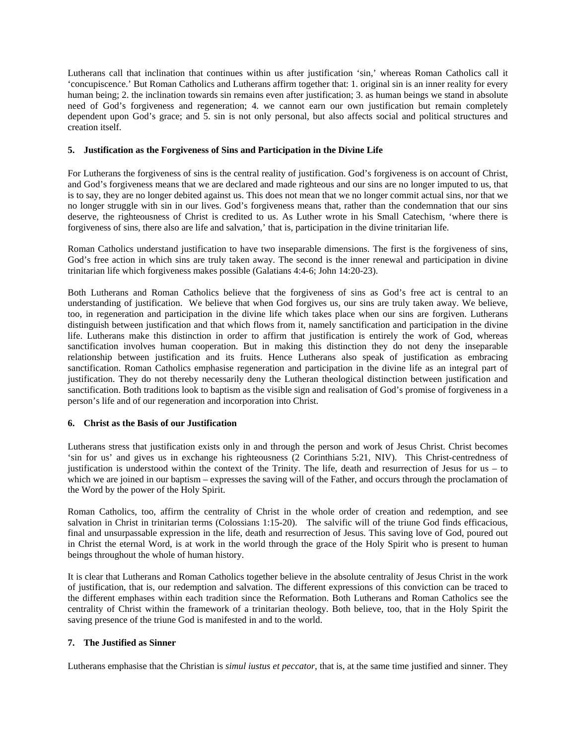Lutherans call that inclination that continues within us after justification 'sin,' whereas Roman Catholics call it 'concupiscence.' But Roman Catholics and Lutherans affirm together that: 1. original sin is an inner reality for every human being; 2. the inclination towards sin remains even after justification; 3. as human beings we stand in absolute need of God's forgiveness and regeneration; 4. we cannot earn our own justification but remain completely dependent upon God's grace; and 5. sin is not only personal, but also affects social and political structures and creation itself.

### 5. Justification as the Forgiveness of Sins and Participation in the Divine Life

For Lutherans the forgiveness of sins is the central reality of justification. God's forgiveness is on account of Christ, and God's forgiveness means that we are declared and made righteous and our sins are no longer imputed to us, that is to say, they are no longer debited against us. This does not mean that we no longer commit actual sins, nor that we no longer struggle with sin in our lives. God's forgiveness means that, rather than the condemnation that our sins deserve, the righteousness of Christ is credited to us. As Luther wrote in his Small Catechism, 'where there is forgiveness of sins, there also are life and salvation,' that is, participation in the divine trinitarian life.

Roman Catholics understand justification to have two inseparable dimensions. The first is the forgiveness of sins, God's free action in which sins are truly taken away. The second is the inner renewal and participation in divine trinitarian life which forgiveness makes possible (Galatians 4:4-6; John 14:20-23).

Both Lutherans and Roman Catholics believe that the forgiveness of sins as God's free act is central to an understanding of justification. We believe that when God forgives us, our sins are truly taken away. We believe, too, in regeneration and participation in the divine life which takes place when our sins are forgiven. Lutherans distinguish between justification and that which flows from it, namely sanctification and participation in the divine life. Lutherans make this distinction in order to affirm that justification is entirely the work of God, whereas sanctification involves human cooperation. But in making this distinction they do not deny the inseparable relationship between justification and its fruits. Hence Lutherans also speak of justification as embracing sanctification. Roman Catholics emphasise regeneration and participation in the divine life as an integral part of justification. They do not thereby necessarily deny the Lutheran theological distinction between justification and sanctification. Both traditions look to baptism as the visible sign and realisation of God's promise of forgiveness in a person's life and of our regeneration and incorporation into Christ.

### 6. Christ as the Basis of our Justification

Lutherans stress that justification exists only in and through the person and work of Jesus Christ. Christ becomes 'sin for us' and gives us in exchange his righteousness (2 Corinthians 5:21, NIV). This Christ-centredness of justification is understood within the context of the Trinity. The life, death and resurrection of Jesus for us – to which we are joined in our baptism – expresses the saving will of the Father, and occurs through the proclamation of the Word by the power of the Holy Spirit.

Roman Catholics, too, affirm the centrality of Christ in the whole order of creation and redemption, and see salvation in Christ in trinitarian terms (Colossians 1:15-20). The salvific will of the triune God finds efficacious, final and unsurpassable expression in the life, death and resurrection of Jesus. This saving love of God, poured out in Christ the eternal Word, is at work in the world through the grace of the Holy Spirit who is present to human beings throughout the whole of human history.

It is clear that Lutherans and Roman Catholics together believe in the absolute centrality of Jesus Christ in the work of justification, that is, our redemption and salvation. The different expressions of this conviction can be traced to the different emphases within each tradition since the Reformation. Both Lutherans and Roman Catholics see the centrality of Christ within the framework of a trinitarian theology. Both believe, too, that in the Holy Spirit the saving presence of the triune God is manifested in and to the world.

### 7. The Justified as Sinner

Lutherans emphasise that the Christian is *simul iustus et peccator,* that is, at the same time justified and sinner. They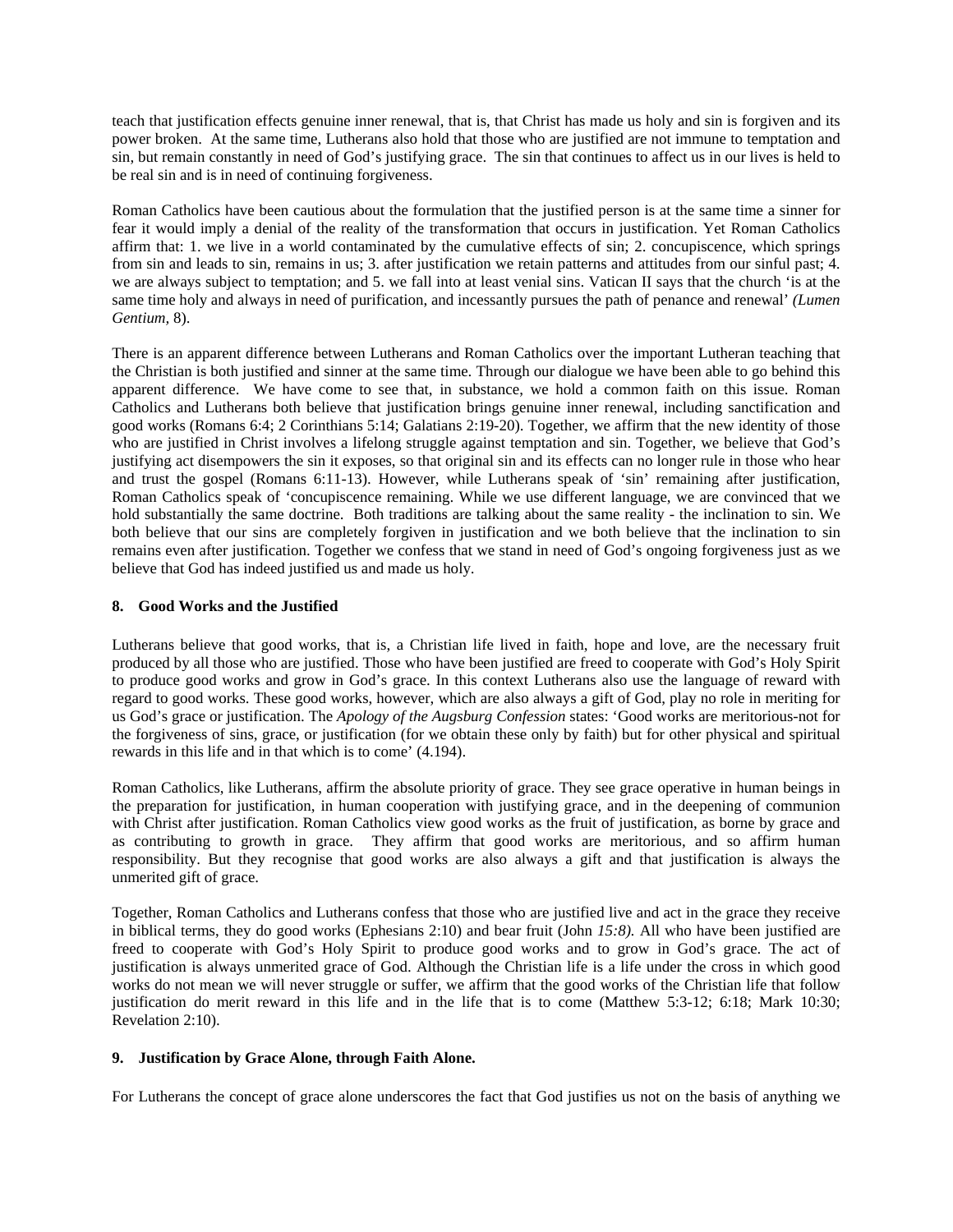teach that justification effects genuine inner renewal, that is, that Christ has made us holy and sin is forgiven and its power broken. At the same time, Lutherans also hold that those who are justified are not immune to temptation and sin, but remain constantly in need of God's justifying grace. The sin that continues to affect us in our lives is held to be real sin and is in need of continuing forgiveness.

Roman Catholics have been cautious about the formulation that the justified person is at the same time a sinner for fear it would imply a denial of the reality of the transformation that occurs in justification. Yet Roman Catholics affirm that: 1. we live in a world contaminated by the cumulative effects of sin; 2. concupiscence, which springs from sin and leads to sin, remains in us; 3. after justification we retain patterns and attitudes from our sinful past; 4. we are always subject to temptation; and 5. we fall into at least venial sins. Vatican II says that the church 'is at the same time holy and always in need of purification, and incessantly pursues the path of penance and renewal' *(Lumen Gentium,* 8).

There is an apparent difference between Lutherans and Roman Catholics over the important Lutheran teaching that the Christian is both justified and sinner at the same time. Through our dialogue we have been able to go behind this apparent difference. We have come to see that, in substance, we hold a common faith on this issue. Roman Catholics and Lutherans both believe that justification brings genuine inner renewal, including sanctification and good works (Romans 6:4; 2 Corinthians 5:14; Galatians 2:19-20). Together, we affirm that the new identity of those who are justified in Christ involves a lifelong struggle against temptation and sin. Together, we believe that God's justifying act disempowers the sin it exposes, so that original sin and its effects can no longer rule in those who hear and trust the gospel (Romans 6:11-13). However, while Lutherans speak of 'sin' remaining after justification, Roman Catholics speak of 'concupiscence remaining. While we use different language, we are convinced that we hold substantially the same doctrine. Both traditions are talking about the same reality - the inclination to sin. We both believe that our sins are completely forgiven in justification and we both believe that the inclination to sin remains even after justification. Together we confess that we stand in need of God's ongoing forgiveness just as we believe that God has indeed justified us and made us holy.

### 8. Good Works and the Justified

Lutherans believe that good works, that is, a Christian life lived in faith, hope and love, are the necessary fruit produced by all those who are justified. Those who have been justified are freed to cooperate with God's Holy Spirit to produce good works and grow in God's grace. In this context Lutherans also use the language of reward with regard to good works. These good works, however, which are also always a gift of God, play no role in meriting for us God's grace or justification. The *Apology of the Augsburg Confession* states: 'Good works are meritorious-not for the forgiveness of sins, grace, or justification (for we obtain these only by faith) but for other physical and spiritual rewards in this life and in that which is to come' (4.194).

Roman Catholics, like Lutherans, affirm the absolute priority of grace. They see grace operative in human beings in the preparation for justification, in human cooperation with justifying grace, and in the deepening of communion with Christ after justification. Roman Catholics view good works as the fruit of justification, as borne by grace and as contributing to growth in grace. They affirm that good works are meritorious, and so affirm human responsibility. But they recognise that good works are also always a gift and that justification is always the unmerited gift of grace.

Together, Roman Catholics and Lutherans confess that those who are justified live and act in the grace they receive in biblical terms, they do good works (Ephesians 2:10) and bear fruit (John *15:8).* All who have been justified are freed to cooperate with God's Holy Spirit to produce good works and to grow in God's grace. The act of justification is always unmerited grace of God. Although the Christian life is a life under the cross in which good works do not mean we will never struggle or suffer, we affirm that the good works of the Christian life that follow justification do merit reward in this life and in the life that is to come (Matthew 5:3-12; 6:18; Mark 10:30; Revelation 2:10).

### 9. Justification by Grace Alone, through Faith Alone.

For Lutherans the concept of grace alone underscores the fact that God justifies us not on the basis of anything we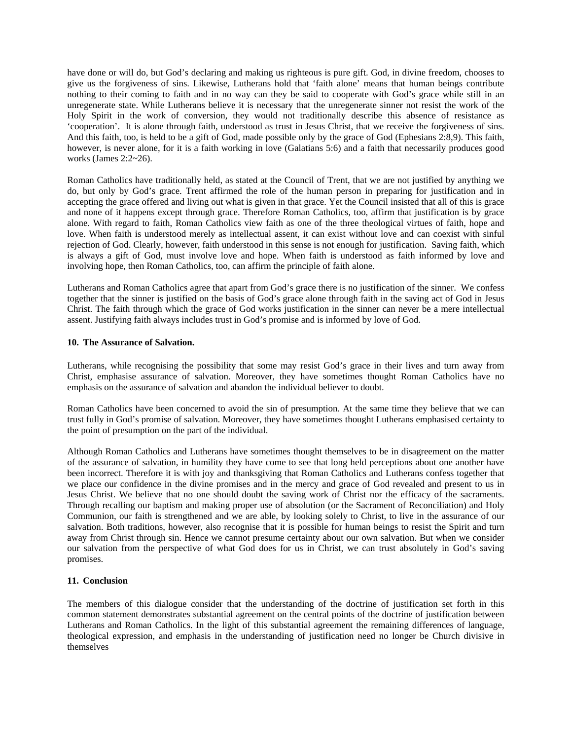have done or will do, but God's declaring and making us righteous is pure gift. God, in divine freedom, chooses to give us the forgiveness of sins. Likewise, Lutherans hold that 'faith alone' means that human beings contribute nothing to their coming to faith and in no way can they be said to cooperate with God's grace while still in an unregenerate state. While Lutherans believe it is necessary that the unregenerate sinner not resist the work of the Holy Spirit in the work of conversion, they would not traditionally describe this absence of resistance as 'cooperation'. It is alone through faith, understood as trust in Jesus Christ, that we receive the forgiveness of sins. And this faith, too, is held to be a gift of God, made possible only by the grace of God (Ephesians 2:8,9). This faith, however, is never alone, for it is a faith working in love (Galatians 5:6) and a faith that necessarily produces good works (James 2:2~26).

Roman Catholics have traditionally held, as stated at the Council of Trent, that we are not justified by anything we do, but only by God's grace. Trent affirmed the role of the human person in preparing for justification and in accepting the grace offered and living out what is given in that grace. Yet the Council insisted that all of this is grace and none of it happens except through grace. Therefore Roman Catholics, too, affirm that justification is by grace alone. With regard to faith, Roman Catholics view faith as one of the three theological virtues of faith, hope and love. When faith is understood merely as intellectual assent, it can exist without love and can coexist with sinful rejection of God. Clearly, however, faith understood in this sense is not enough for justification. Saving faith, which is always a gift of God, must involve love and hope. When faith is understood as faith informed by love and involving hope, then Roman Catholics, too, can affirm the principle of faith alone.

Lutherans and Roman Catholics agree that apart from God's grace there is no justification of the sinner. We confess together that the sinner is justified on the basis of God's grace alone through faith in the saving act of God in Jesus Christ. The faith through which the grace of God works justification in the sinner can never be a mere intellectual assent. Justifying faith always includes trust in God's promise and is informed by love of God.

## 10. The Assurance of Salvation.

Lutherans, while recognising the possibility that some may resist God's grace in their lives and turn away from Christ, emphasise assurance of salvation. Moreover, they have sometimes thought Roman Catholics have no emphasis on the assurance of salvation and abandon the individual believer to doubt.

Roman Catholics have been concerned to avoid the sin of presumption. At the same time they believe that we can trust fully in God's promise of salvation. Moreover, they have sometimes thought Lutherans emphasised certainty to the point of presumption on the part of the individual.

Although Roman Catholics and Lutherans have sometimes thought themselves to be in disagreement on the matter of the assurance of salvation, in humility they have come to see that long held perceptions about one another have been incorrect. Therefore it is with joy and thanksgiving that Roman Catholics and Lutherans confess together that we place our confidence in the divine promises and in the mercy and grace of God revealed and present to us in Jesus Christ. We believe that no one should doubt the saving work of Christ nor the efficacy of the sacraments. Through recalling our baptism and making proper use of absolution (or the Sacrament of Reconciliation) and Holy Communion, our faith is strengthened and we are able, by looking solely to Christ, to live in the assurance of our salvation. Both traditions, however, also recognise that it is possible for human beings to resist the Spirit and turn away from Christ through sin. Hence we cannot presume certainty about our own salvation. But when we consider our salvation from the perspective of what God does for us in Christ, we can trust absolutely in God's saving promises.

## 11. Conclusion

The members of this dialogue consider that the understanding of the doctrine of justification set forth in this common statement demonstrates substantial agreement on the central points of the doctrine of justification between Lutherans and Roman Catholics. In the light of this substantial agreement the remaining differences of language, theological expression, and emphasis in the understanding of justification need no longer be Church divisive in themselves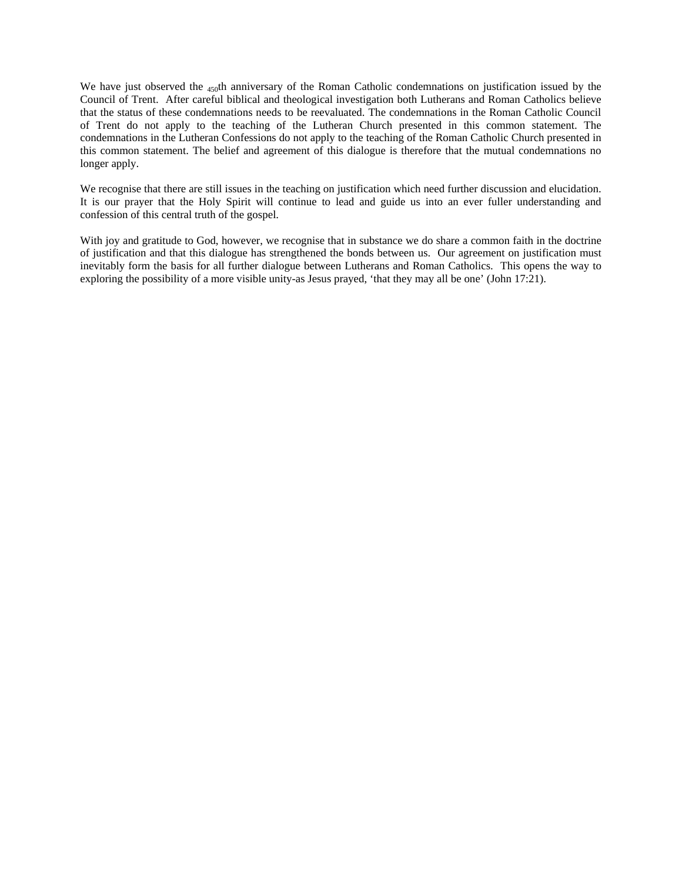We have just observed the 450th anniversary of the Roman Catholic condemnations on justification issued by the Council of Trent. After careful biblical and theological investigation both Lutherans and Roman Catholics believe that the status of these condemnations needs to be reevaluated. The condemnations in the Roman Catholic Council of Trent do not apply to the teaching of the Lutheran Church presented in this common statement. The condemnations in the Lutheran Confessions do not apply to the teaching of the Roman Catholic Church presented in this common statement. The belief and agreement of this dialogue is therefore that the mutual condemnations no longer apply.

We recognise that there are still issues in the teaching on justification which need further discussion and elucidation. It is our prayer that the Holy Spirit will continue to lead and guide us into an ever fuller understanding and confession of this central truth of the gospel.

With joy and gratitude to God, however, we recognise that in substance we do share a common faith in the doctrine of justification and that this dialogue has strengthened the bonds between us. Our agreement on justification must inevitably form the basis for all further dialogue between Lutherans and Roman Catholics. This opens the way to exploring the possibility of a more visible unity-as Jesus prayed, 'that they may all be one' (John 17:21).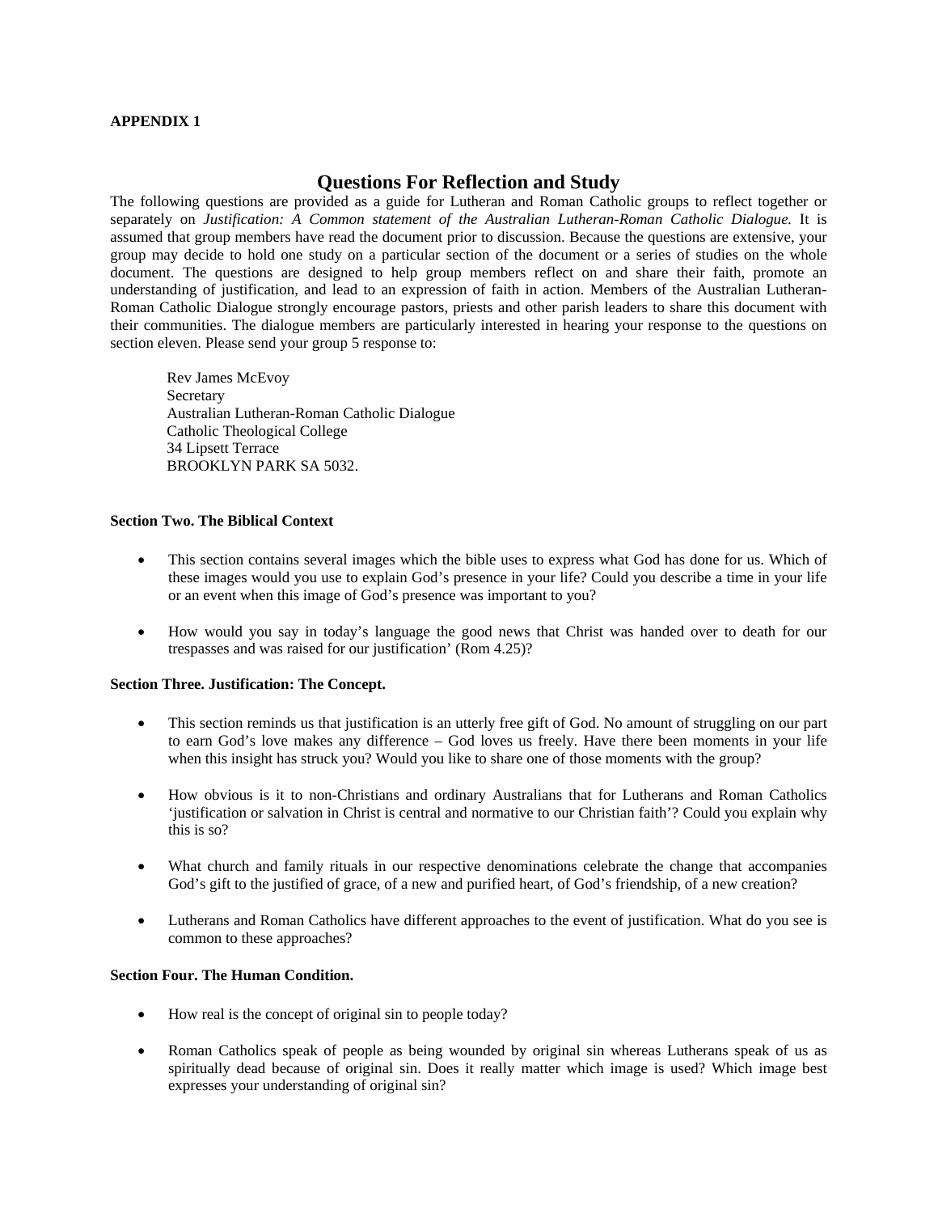**APPENDIX 1**

# Questions For Reflection and Study

The following questions are provided as a guide for Lutheran and Roman Catholic groups to reflect together or separately on *Justification: A Common statement of the Australian Lutheran-Roman Catholic Dialogue.* It is assumed that group members have read the document prior to discussion. Because the questions are extensive, your group may decide to hold one study on a particular section of the document or a series of studies on the whole document. The questions are designed to help group members reflect on and share their faith, promote an understanding of justification, and lead to an expression of faith in action. Members of the Australian Lutheran-Roman Catholic Dialogue strongly encourage pastors, priests and other parish leaders to share this document with their communities. The dialogue members are particularly interested in hearing your response to the questions on section eleven. Please send your group 5 response to:

Rev James McEvoy  
Secretary  
Australian Lutheran-Roman Catholic Dialogue  
Catholic Theological College  
34 Lipsett Terrace  
BROOKLYN PARK SA 5032.

**Section Two. The Biblical Context**

- This section contains several images which the bible uses to express what God has done for us. Which of these images would you use to explain God's presence in your life? Could you describe a time in your life or an event when this image of God's presence was important to you?
- How would you say in today's language the good news that Christ was handed over to death for our trespasses and was raised for our justification' (Rom 4.25)?

**Section Three. Justification: The Concept.**

- This section reminds us that justification is an utterly free gift of God. No amount of struggling on our part to earn God's love makes any difference – God loves us freely. Have there been moments in your life when this insight has struck you? Would you like to share one of those moments with the group?
- How obvious is it to non-Christians and ordinary Australians that for Lutherans and Roman Catholics 'justification or salvation in Christ is central and normative to our Christian faith'? Could you explain why this is so?
- What church and family rituals in our respective denominations celebrate the change that accompanies God's gift to the justified of grace, of a new and purified heart, of God's friendship, of a new creation?
- Lutherans and Roman Catholics have different approaches to the event of justification. What do you see is common to these approaches?

**Section Four. The Human Condition.**

- How real is the concept of original sin to people today?
- Roman Catholics speak of people as being wounded by original sin whereas Lutherans speak of us as spiritually dead because of original sin. Does it really matter which image is used? Which image best expresses your understanding of original sin?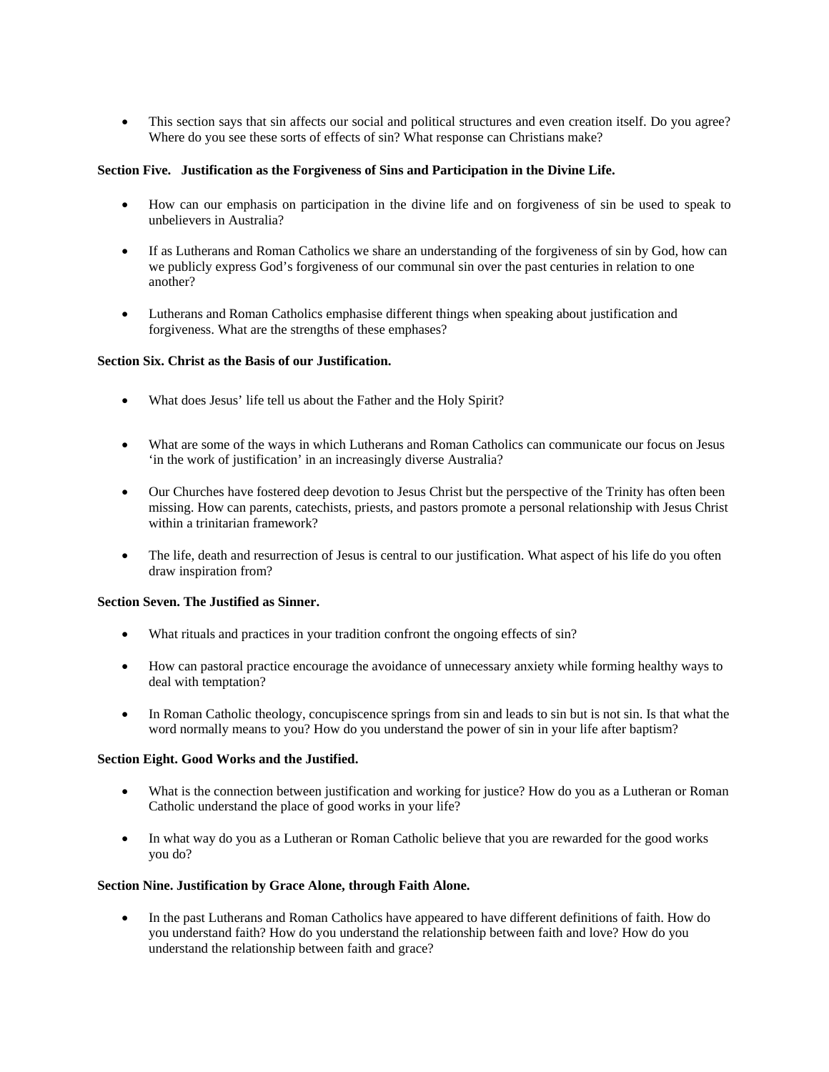- This section says that sin affects our social and political structures and even creation itself. Do you agree? Where do you see these sorts of effects of sin? What response can Christians make?

**Section Five. Justification as the Forgiveness of Sins and Participation in the Divine Life.**

- How can our emphasis on participation in the divine life and on forgiveness of sin be used to speak to unbelievers in Australia?

- If as Lutherans and Roman Catholics we share an understanding of the forgiveness of sin by God, how can we publicly express God's forgiveness of our communal sin over the past centuries in relation to one another?

- Lutherans and Roman Catholics emphasise different things when speaking about justification and forgiveness. What are the strengths of these emphases?

**Section Six. Christ as the Basis of our Justification.**

- What does Jesus' life tell us about the Father and the Holy Spirit?

- What are some of the ways in which Lutherans and Roman Catholics can communicate our focus on Jesus 'in the work of justification' in an increasingly diverse Australia?

- Our Churches have fostered deep devotion to Jesus Christ but the perspective of the Trinity has often been missing. How can parents, catechists, priests, and pastors promote a personal relationship with Jesus Christ within a trinitarian framework?

- The life, death and resurrection of Jesus is central to our justification. What aspect of his life do you often draw inspiration from?

**Section Seven. The Justified as Sinner.**

- What rituals and practices in your tradition confront the ongoing effects of sin?

- How can pastoral practice encourage the avoidance of unnecessary anxiety while forming healthy ways to deal with temptation?

- In Roman Catholic theology, concupiscence springs from sin and leads to sin but is not sin. Is that what the word normally means to you? How do you understand the power of sin in your life after baptism?

**Section Eight. Good Works and the Justified.**

- What is the connection between justification and working for justice? How do you as a Lutheran or Roman Catholic understand the place of good works in your life?

- In what way do you as a Lutheran or Roman Catholic believe that you are rewarded for the good works you do?

**Section Nine. Justification by Grace Alone, through Faith Alone.**

- In the past Lutherans and Roman Catholics have appeared to have different definitions of faith. How do you understand faith? How do you understand the relationship between faith and love? How do you understand the relationship between faith and grace?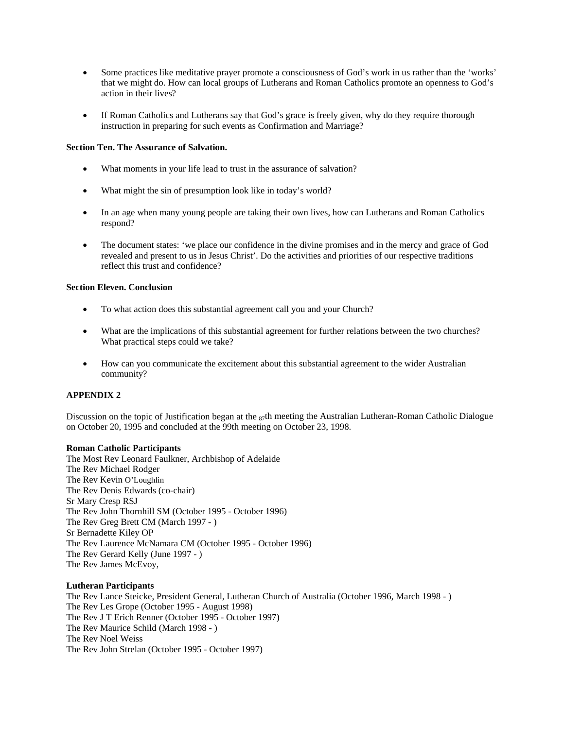- Some practices like meditative prayer promote a consciousness of God's work in us rather than the 'works' that we might do. How can local groups of Lutherans and Roman Catholics promote an openness to God's action in their lives?

- If Roman Catholics and Lutherans say that God's grace is freely given, why do they require thorough instruction in preparing for such events as Confirmation and Marriage?

**Section Ten. The Assurance of Salvation.**

- What moments in your life lead to trust in the assurance of salvation?

- What might the sin of presumption look like in today's world?

- In an age when many young people are taking their own lives, how can Lutherans and Roman Catholics respond?

- The document states: 'we place our confidence in the divine promises and in the mercy and grace of God revealed and present to us in Jesus Christ'. Do the activities and priorities of our respective traditions reflect this trust and confidence?

**Section Eleven. Conclusion**

- To what action does this substantial agreement call you and your Church?

- What are the implications of this substantial agreement for further relations between the two churches? What practical steps could we take?

- How can you communicate the excitement about this substantial agreement to the wider Australian community?

**APPENDIX 2**

Discussion on the topic of Justification began at the 87th meeting the Australian Lutheran-Roman Catholic Dialogue on October 20, 1995 and concluded at the 99th meeting on October 23, 1998.

**Roman Catholic Participants**
The Most Rev Leonard Faulkner, Archbishop of Adelaide
The Rev Michael Rodger
The Rev Kevin O'Loughlin
The Rev Denis Edwards (co-chair)
Sr Mary Cresp RSJ
The Rev John Thornhill SM (October 1995 - October 1996)
The Rev Greg Brett CM (March 1997 - )
Sr Bernadette Kiley OP
The Rev Laurence McNamara CM (October 1995 - October 1996)
The Rev Gerard Kelly (June 1997 - )
The Rev James McEvoy,

**Lutheran Participants**
The Rev Lance Steicke, President General, Lutheran Church of Australia (October 1996, March 1998 - )
The Rev Les Grope (October 1995 - August 1998)
The Rev J T Erich Renner (October 1995 - October 1997)
The Rev Maurice Schild (March 1998 - )
The Rev Noel Weiss
The Rev John Strelan (October 1995 - October 1997)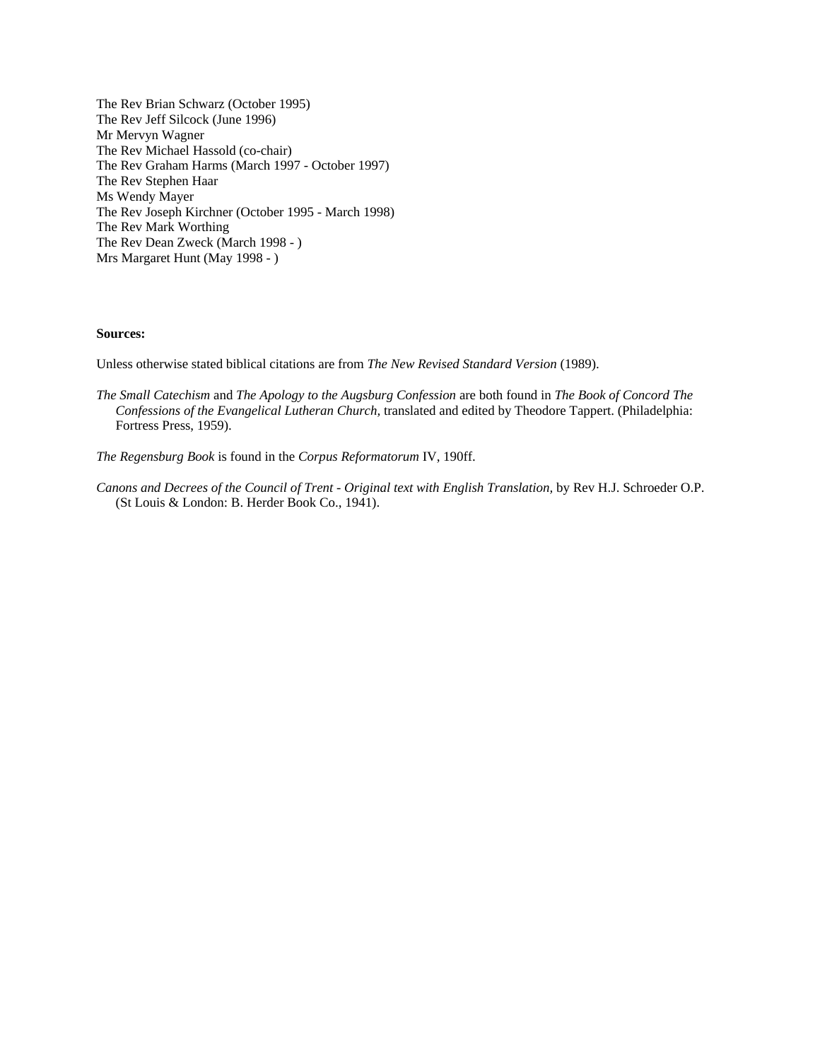The Rev Brian Schwarz (October 1995)
The Rev Jeff Silcock (June 1996)
Mr Mervyn Wagner
The Rev Michael Hassold (co-chair)
The Rev Graham Harms (March 1997 - October 1997)
The Rev Stephen Haar
Ms Wendy Mayer
The Rev Joseph Kirchner (October 1995 - March 1998)
The Rev Mark Worthing
The Rev Dean Zweck (March 1998 - )
Mrs Margaret Hunt (May 1998 - )

**Sources:**

Unless otherwise stated biblical citations are from *The New Revised Standard Version* (1989).

*The Small Catechism* and *The Apology to the Augsburg Confession* are both found in *The Book of Concord The Confessions of the Evangelical Lutheran Church*, translated and edited by Theodore Tappert. (Philadelphia: Fortress Press, 1959).

*The Regensburg Book* is found in the *Corpus Reformatorum* IV, 190ff.

*Canons and Decrees of the Council of Trent - Original text with English Translation,* by Rev H.J. Schroeder O.P. (St Louis & London: B. Herder Book Co., 1941).